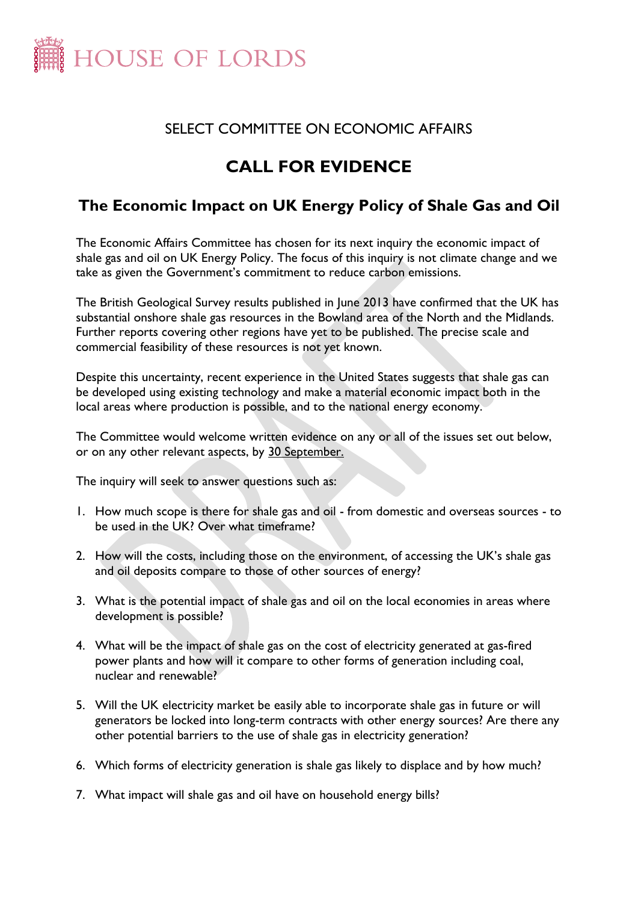HOUSE OF LORDS

SELECT COMMITTEE ON ECONOMIC AFFAIRS

# CALL FOR EVIDENCE

## The Economic Impact on UK Energy Policy of Shale Gas and Oil

The Economic Affairs Committee has chosen for its next inquiry the economic impact of shale gas and oil on UK Energy Policy. The focus of this inquiry is not climate change and we take as given the Government's commitment to reduce carbon emissions.

The British Geological Survey results published in June 2013 have confirmed that the UK has substantial onshore shale gas resources in the Bowland area of the North and the Midlands. Further reports covering other regions have yet to be published. The precise scale and commercial feasibility of these resources is not yet known.

Despite this uncertainty, recent experience in the United States suggests that shale gas can be developed using existing technology and make a material economic impact both in the local areas where production is possible, and to the national energy economy.

The Committee would welcome written evidence on any or all of the issues set out below, or on any other relevant aspects, by 30 September.

The inquiry will seek to answer questions such as:

1. How much scope is there for shale gas and oil - from domestic and overseas sources - to be used in the UK? Over what timeframe?
2. How will the costs, including those on the environment, of accessing the UK's shale gas and oil deposits compare to those of other sources of energy?
3. What is the potential impact of shale gas and oil on the local economies in areas where development is possible?
4. What will be the impact of shale gas on the cost of electricity generated at gas-fired power plants and how will it compare to other forms of generation including coal, nuclear and renewable?
5. Will the UK electricity market be easily able to incorporate shale gas in future or will generators be locked into long-term contracts with other energy sources? Are there any other potential barriers to the use of shale gas in electricity generation?
6. Which forms of electricity generation is shale gas likely to displace and by how much?
7. What impact will shale gas and oil have on household energy bills?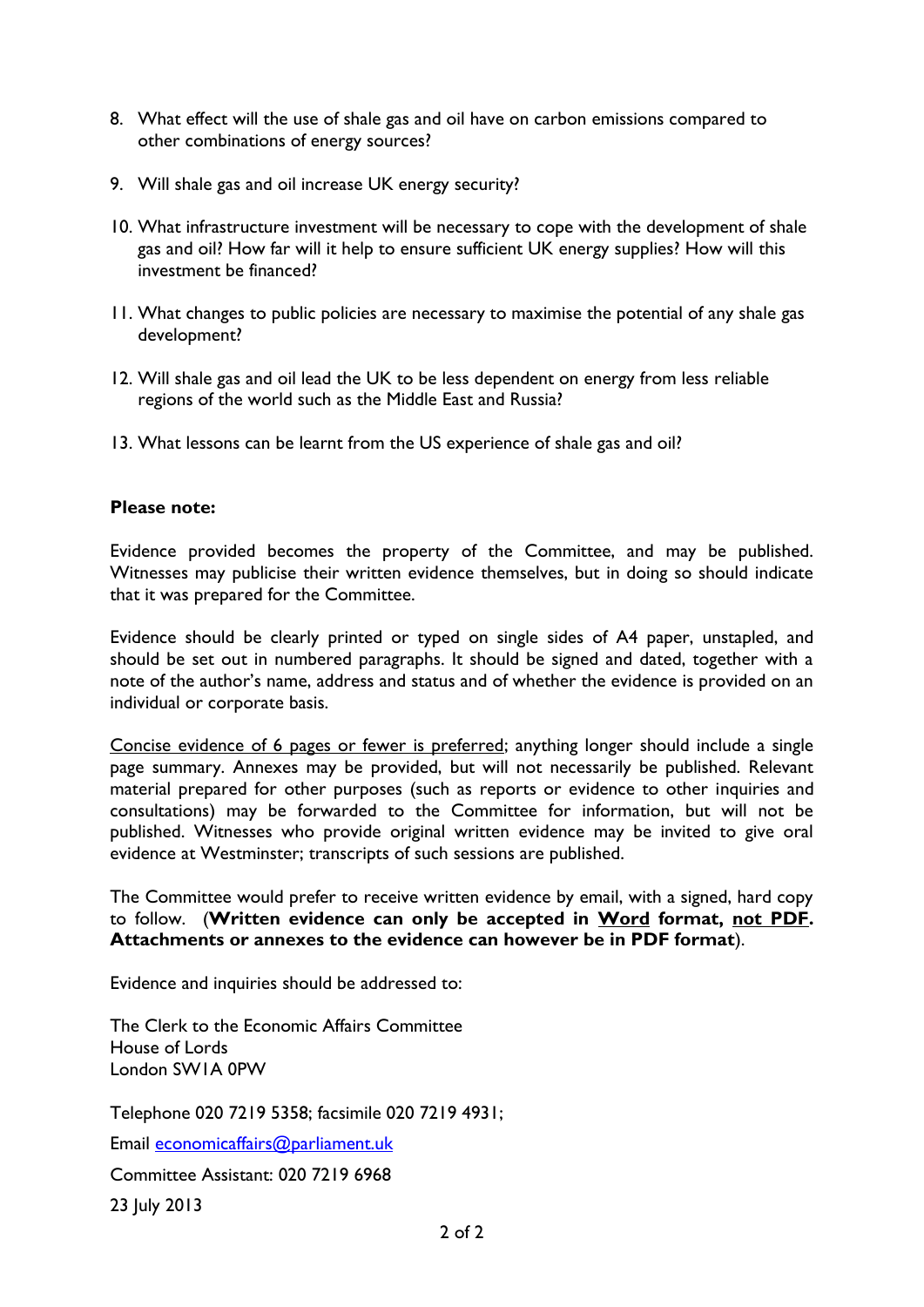8. What effect will the use of shale gas and oil have on carbon emissions compared to other combinations of energy sources?

9. Will shale gas and oil increase UK energy security?

10. What infrastructure investment will be necessary to cope with the development of shale gas and oil? How far will it help to ensure sufficient UK energy supplies? How will this investment be financed?

11. What changes to public policies are necessary to maximise the potential of any shale gas development?

12. Will shale gas and oil lead the UK to be less dependent on energy from less reliable regions of the world such as the Middle East and Russia?

13. What lessons can be learnt from the US experience of shale gas and oil?

**Please note:**

Evidence provided becomes the property of the Committee, and may be published. Witnesses may publicise their written evidence themselves, but in doing so should indicate that it was prepared for the Committee.

Evidence should be clearly printed or typed on single sides of A4 paper, unstapled, and should be set out in numbered paragraphs. It should be signed and dated, together with a note of the author's name, address and status and of whether the evidence is provided on an individual or corporate basis.

Concise evidence of 6 pages or fewer is preferred; anything longer should include a single page summary. Annexes may be provided, but will not necessarily be published. Relevant material prepared for other purposes (such as reports or evidence to other inquiries and consultations) may be forwarded to the Committee for information, but will not be published. Witnesses who provide original written evidence may be invited to give oral evidence at Westminster; transcripts of such sessions are published.

The Committee would prefer to receive written evidence by email, with a signed, hard copy to follow. (**Written evidence can only be accepted in Word format, not PDF. Attachments or annexes to the evidence can however be in PDF format**).

Evidence and inquiries should be addressed to:

The Clerk to the Economic Affairs Committee
House of Lords
London SW1A 0PW

Telephone 020 7219 5358; facsimile 020 7219 4931;

Email economicaffairs@parliament.uk

Committee Assistant: 020 7219 6968

23 July 2013